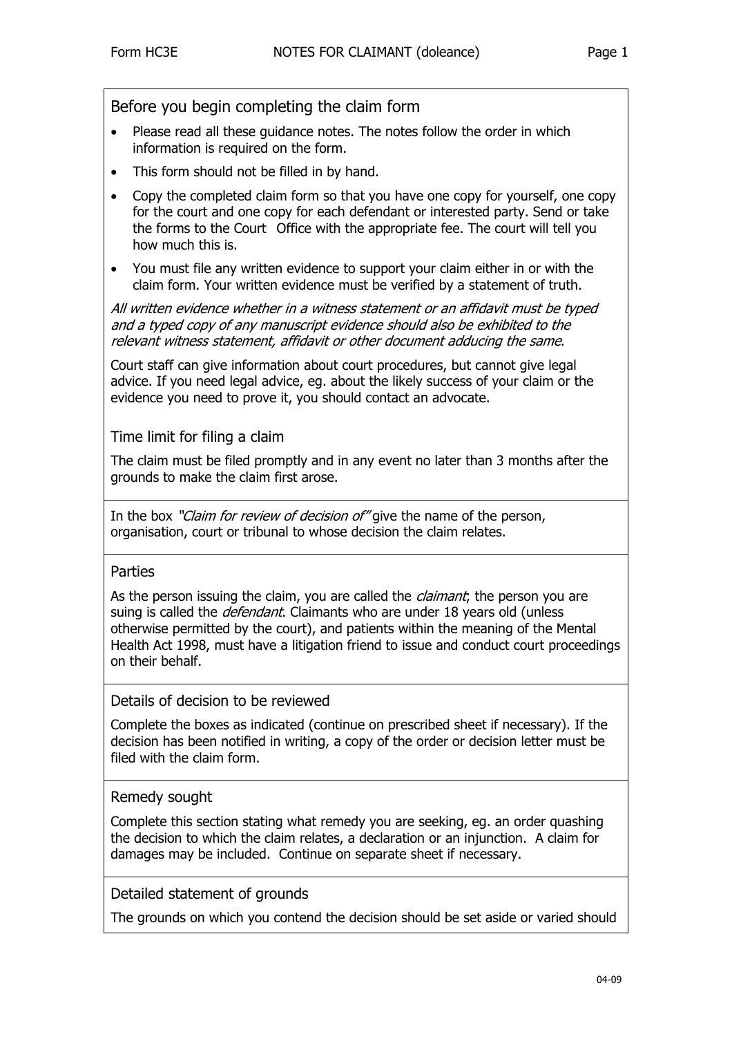## Before you begin completing the claim form

- Please read all these guidance notes. The notes follow the order in which information is required on the form.
- This form should not be filled in by hand.
- Copy the completed claim form so that you have one copy for yourself, one copy for the court and one copy for each defendant or interested party. Send or take the forms to the Court Office with the appropriate fee. The court will tell you how much this is.
- You must file any written evidence to support your claim either in or with the claim form. Your written evidence must be verified by a statement of truth.

*All written evidence whether in a witness statement or an affidavit must be typed and a typed copy of any manuscript evidence should also be exhibited to the relevant witness statement, affidavit or other document adducing the same.*

Court staff can give information about court procedures, but cannot give legal advice. If you need legal advice, eg. about the likely success of your claim or the evidence you need to prove it, you should contact an advocate.

## Time limit for filing a claim

The claim must be filed promptly and in any event no later than 3 months after the grounds to make the claim first arose.

In the box *"Claim for review of decision of"* give the name of the person, organisation, court or tribunal to whose decision the claim relates.

## Parties

As the person issuing the claim, you are called the *claimant*; the person you are suing is called the *defendant*. Claimants who are under 18 years old (unless otherwise permitted by the court), and patients within the meaning of the Mental Health Act 1998, must have a litigation friend to issue and conduct court proceedings on their behalf.

## Details of decision to be reviewed

Complete the boxes as indicated (continue on prescribed sheet if necessary). If the decision has been notified in writing, a copy of the order or decision letter must be filed with the claim form.

## Remedy sought

Complete this section stating what remedy you are seeking, eg. an order quashing the decision to which the claim relates, a declaration or an injunction. A claim for damages may be included. Continue on separate sheet if necessary.

## Detailed statement of grounds

The grounds on which you contend the decision should be set aside or varied should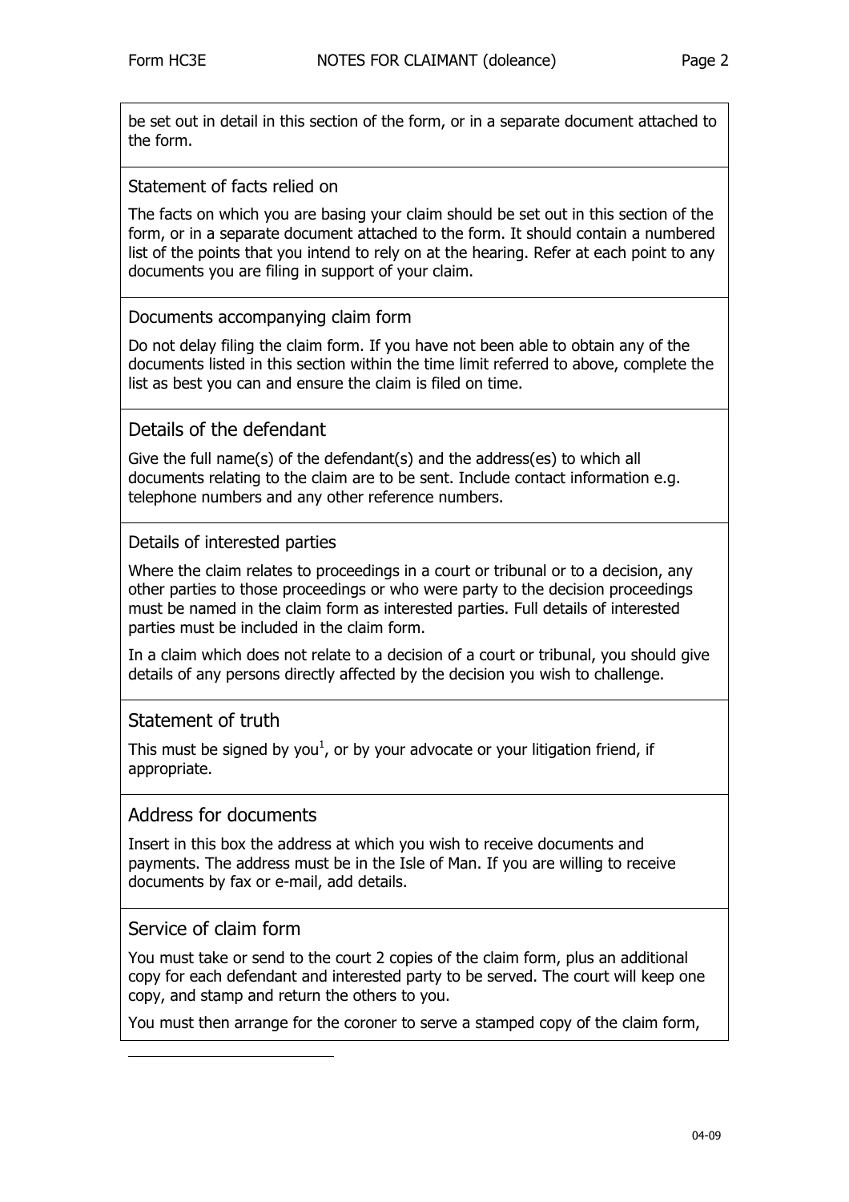be set out in detail in this section of the form, or in a separate document attached to the form.

### Statement of facts relied on

The facts on which you are basing your claim should be set out in this section of the form, or in a separate document attached to the form. It should contain a numbered list of the points that you intend to rely on at the hearing. Refer at each point to any documents you are filing in support of your claim.

### Documents accompanying claim form

Do not delay filing the claim form. If you have not been able to obtain any of the documents listed in this section within the time limit referred to above, complete the list as best you can and ensure the claim is filed on time.

## Details of the defendant

Give the full name(s) of the defendant(s) and the address(es) to which all documents relating to the claim are to be sent. Include contact information e.g. telephone numbers and any other reference numbers.

### Details of interested parties

Where the claim relates to proceedings in a court or tribunal or to a decision, any other parties to those proceedings or who were party to the decision proceedings must be named in the claim form as interested parties. Full details of interested parties must be included in the claim form.

In a claim which does not relate to a decision of a court or tribunal, you should give details of any persons directly affected by the decision you wish to challenge.

## Statement of truth

This must be signed by you[1], or by your advocate or your litigation friend, if appropriate.

## Address for documents

Insert in this box the address at which you wish to receive documents and payments. The address must be in the Isle of Man. If you are willing to receive documents by fax or e-mail, add details.

## Service of claim form

You must take or send to the court 2 copies of the claim form, plus an additional copy for each defendant and interested party to be served. The court will keep one copy, and stamp and return the others to you.

You must then arrange for the coroner to serve a stamped copy of the claim form,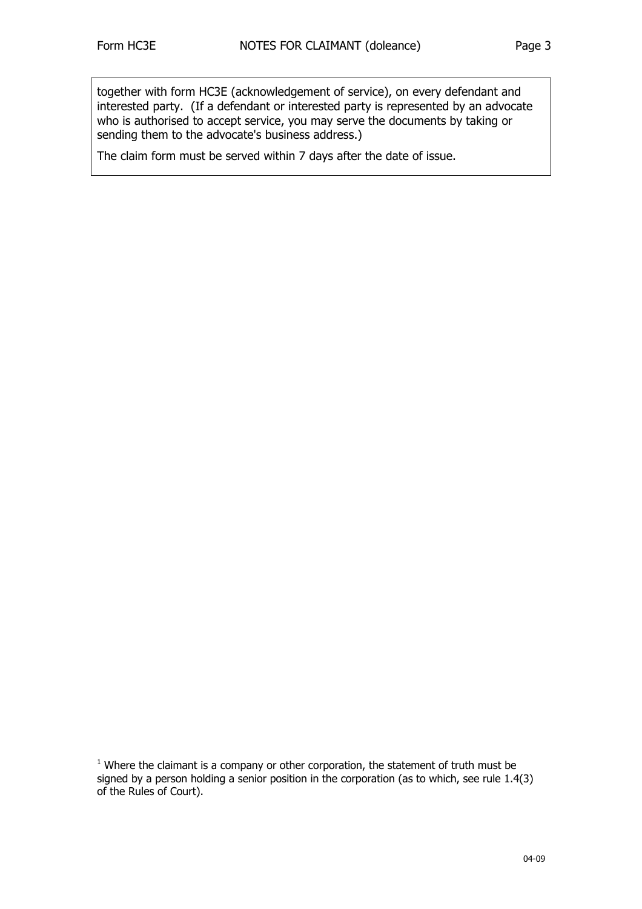together with form HC3E (acknowledgement of service), on every defendant and interested party. (If a defendant or interested party is represented by an advocate who is authorised to accept service, you may serve the documents by taking or sending them to the advocate's business address.)

The claim form must be served within 7 days after the date of issue.

[1] Where the claimant is a company or other corporation, the statement of truth must be signed by a person holding a senior position in the corporation (as to which, see rule 1.4(3) of the Rules of Court).